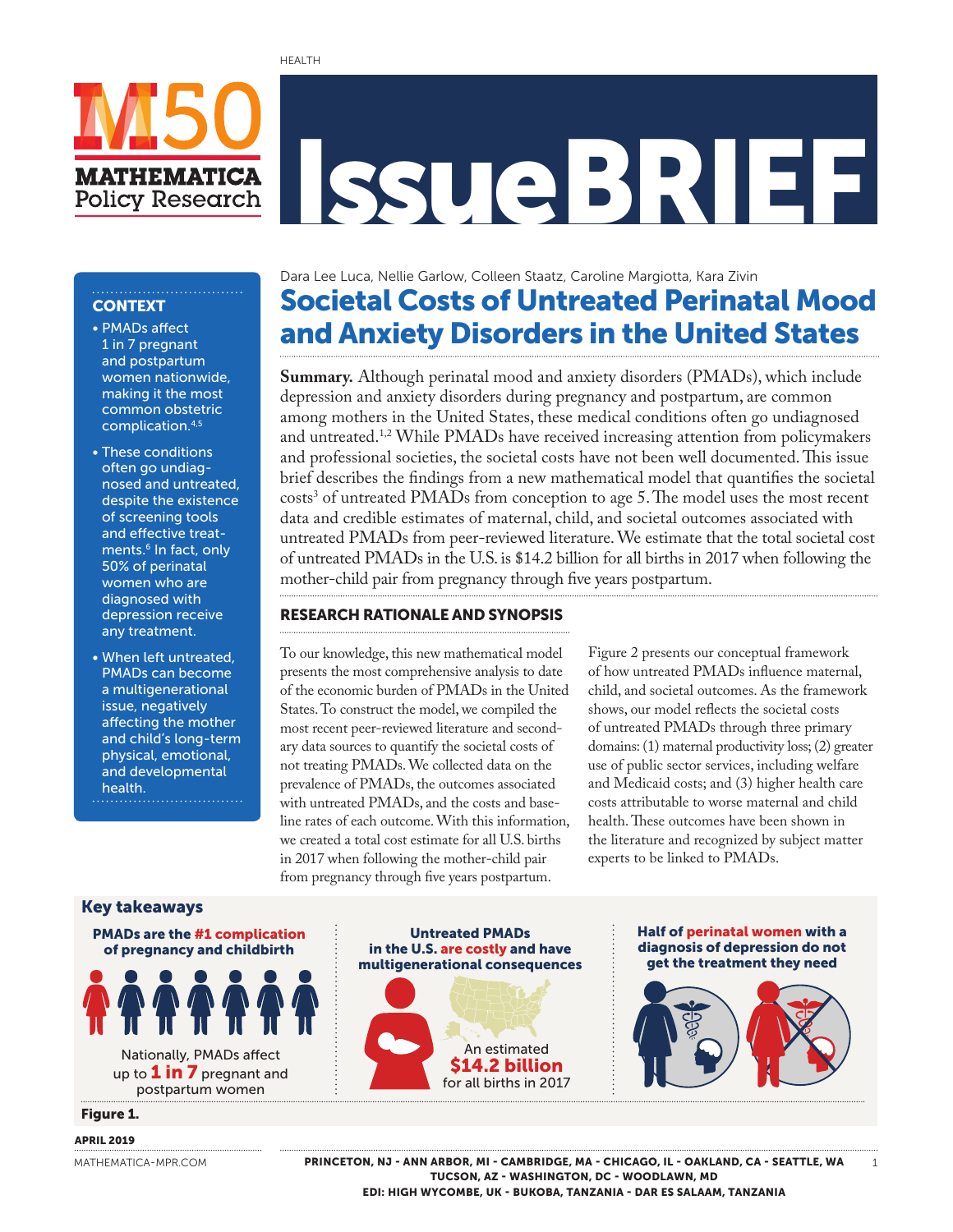HEALTH

M50 MATHEMATICA Policy Research

# IssueBRIEF

Dara Lee Luca, Nellie Garlow, Colleen Staatz, Caroline Margiotta, Kara Zivin

## Societal Costs of Untreated Perinatal Mood and Anxiety Disorders in the United States

**Summary.** Although perinatal mood and anxiety disorders (PMADs), which include depression and anxiety disorders during pregnancy and postpartum, are common among mothers in the United States, these medical conditions often go undiagnosed and untreated.[1,2] While PMADs have received increasing attention from policymakers and professional societies, the societal costs have not been well documented. This issue brief describes the findings from a new mathematical model that quantifies the societal costs[3] of untreated PMADs from conception to age 5. The model uses the most recent data and credible estimates of maternal, child, and societal outcomes associated with untreated PMADs from peer-reviewed literature. We estimate that the total societal cost of untreated PMADs in the U.S. is $14.2 billion for all births in 2017 when following the mother-child pair from pregnancy through five years postpartum.

### CONTEXT

- PMADs affect 1 in 7 pregnant and postpartum women nationwide, making it the most common obstetric complication.[4,5]
- These conditions often go undiagnosed and untreated, despite the existence of screening tools and effective treatments.[6] In fact, only 50% of perinatal women who are diagnosed with depression receive any treatment.
- When left untreated, PMADs can become a multigenerational issue, negatively affecting the mother and child's long-term physical, emotional, and developmental health.

### RESEARCH RATIONALE AND SYNOPSIS

To our knowledge, this new mathematical model presents the most comprehensive analysis to date of the economic burden of PMADs in the United States. To construct the model, we compiled the most recent peer-reviewed literature and secondary data sources to quantify the societal costs of not treating PMADs. We collected data on the prevalence of PMADs, the outcomes associated with untreated PMADs, and the costs and baseline rates of each outcome. With this information, we created a total cost estimate for all U.S. births in 2017 when following the mother-child pair from pregnancy through five years postpartum.

Figure 2 presents our conceptual framework of how untreated PMADs influence maternal, child, and societal outcomes. As the framework shows, our model reflects the societal costs of untreated PMADs through three primary domains: (1) maternal productivity loss; (2) greater use of public sector services, including welfare and Medicaid costs; and (3) higher health care costs attributable to worse maternal and child health. These outcomes have been shown in the literature and recognized by subject matter experts to be linked to PMADs.

### Key takeaways

**PMADs are the #1 complication of pregnancy and childbirth**

Nationally, PMADs affect up to **1 in 7** pregnant and postpartum women

**Untreated PMADs in the U.S. are costly and have multigenerational consequences**

An estimated **$14.2 billion** for all births in 2017

**Half of perinatal women with a diagnosis of depression do not get the treatment they need**

**Figure 1.**

APRIL 2019

MATHEMATICA-MPR.COM

PRINCETON, NJ - ANN ARBOR, MI - CAMBRIDGE, MA - CHICAGO, IL - OAKLAND, CA - SEATTLE, WA
TUCSON, AZ - WASHINGTON, DC - WOODLAWN, MD
EDI: HIGH WYCOMBE, UK - BUKOBA, TANZANIA - DAR ES SALAAM, TANZANIA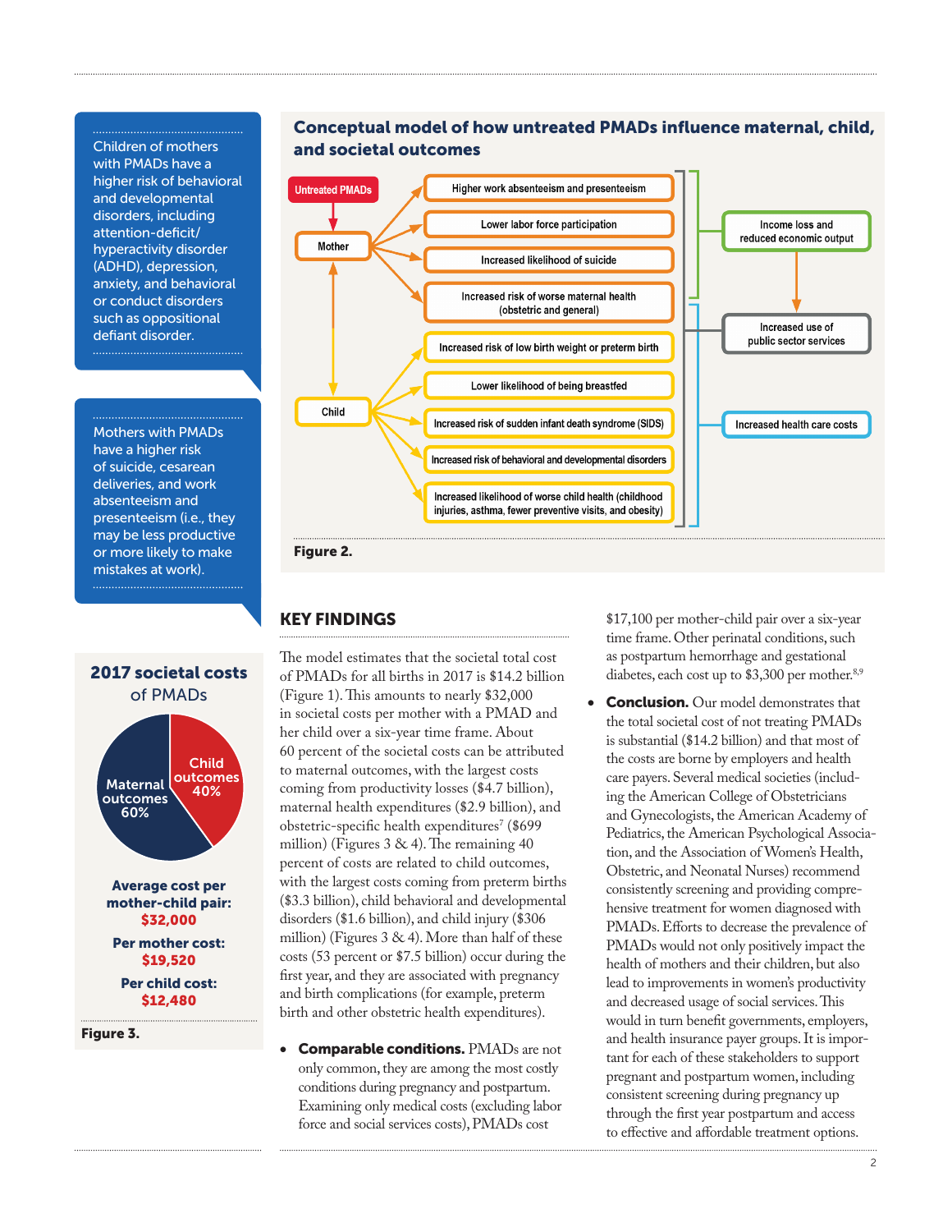Children of mothers with PMADs have a higher risk of behavioral and developmental disorders, including attention-deficit/hyperactivity disorder (ADHD), depression, anxiety, and behavioral or conduct disorders such as oppositional defiant disorder.

Mothers with PMADs have a higher risk of suicide, cesarean deliveries, and work absenteeism and presenteeism (i.e., they may be less productive or more likely to make mistakes at work).

## Conceptual model of how untreated PMADs influence maternal, child, and societal outcomes

Untreated PMADs → Mother

Mother ↔ Child

Mother →
- Higher work absenteeism and presenteeism
- Lower labor force participation
- Increased likelihood of suicide
- Increased risk of worse maternal health (obstetric and general)

Child →
- Increased risk of low birth weight or preterm birth
- Lower likelihood of being breastfed
- Increased risk of sudden infant death syndrome (SIDS)
- Increased risk of behavioral and developmental disorders
- Increased likelihood of worse child health (childhood injuries, asthma, fewer preventive visits, and obesity)

Societal outcomes:
- Income loss and reduced economic output → Increased use of public sector services
- Increased use of public sector services
- Increased health care costs

**Figure 2.**

## 2017 societal costs of PMADs

- Maternal outcomes 60%
- Child outcomes 40%

**Average cost per mother-child pair:** $32,000

**Per mother cost:** $19,520

**Per child cost:** $12,480

**Figure 3.**

## KEY FINDINGS

The model estimates that the societal total cost of PMADs for all births in 2017 is $14.2 billion (Figure 1). This amounts to nearly $32,000 in societal costs per mother with a PMAD and her child over a six-year time frame. About 60 percent of the societal costs can be attributed to maternal outcomes, with the largest costs coming from productivity losses ($4.7 billion), maternal health expenditures ($2.9 billion), and obstetric-specific health expenditures[7] ($699 million) (Figures 3 & 4). The remaining 40 percent of costs are related to child outcomes, with the largest costs coming from preterm births ($3.3 billion), child behavioral and developmental disorders ($1.6 billion), and child injury ($306 million) (Figures 3 & 4). More than half of these costs (53 percent or $7.5 billion) occur during the first year, and they are associated with pregnancy and birth complications (for example, preterm birth and other obstetric health expenditures).

- **Comparable conditions.** PMADs are not only common, they are among the most costly conditions during pregnancy and postpartum. Examining only medical costs (excluding labor force and social services costs), PMADs cost $17,100 per mother-child pair over a six-year time frame. Other perinatal conditions, such as postpartum hemorrhage and gestational diabetes, each cost up to $3,300 per mother.[8,9]

- **Conclusion.** Our model demonstrates that the total societal cost of not treating PMADs is substantial ($14.2 billion) and that most of the costs are borne by employers and health care payers. Several medical societies (including the American College of Obstetricians and Gynecologists, the American Academy of Pediatrics, the American Psychological Association, and the Association of Women's Health, Obstetric, and Neonatal Nurses) recommend consistently screening and providing comprehensive treatment for women diagnosed with PMADs. Efforts to decrease the prevalence of PMADs would not only positively impact the health of mothers and their children, but also lead to improvements in women's productivity and decreased usage of social services. This would in turn benefit governments, employers, and health insurance payer groups. It is important for each of these stakeholders to support pregnant and postpartum women, including consistent screening during pregnancy up through the first year postpartum and access to effective and affordable treatment options.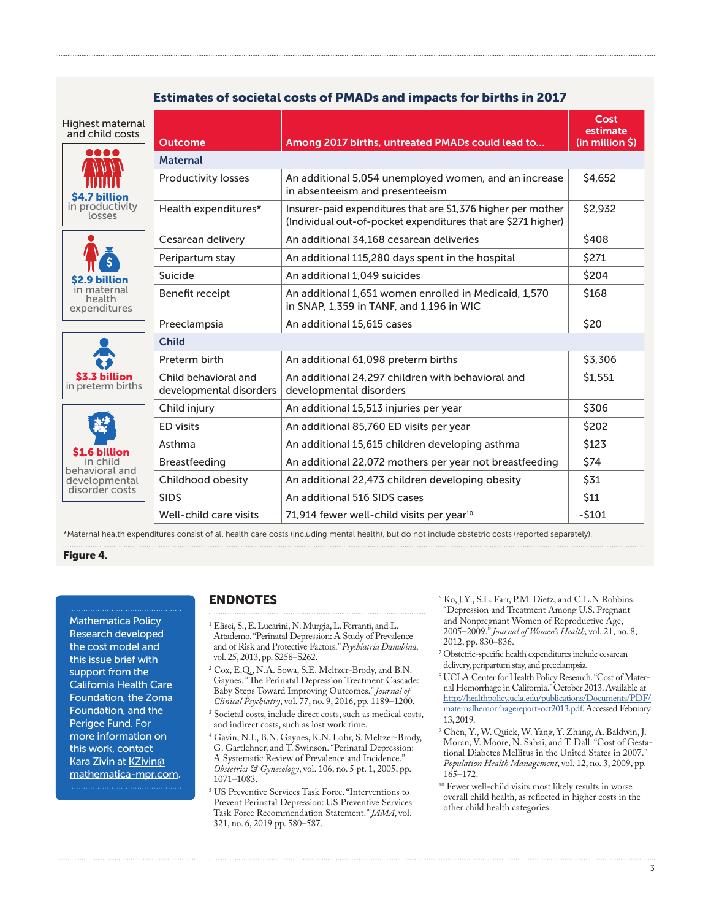## Estimates of societal costs of PMADs and impacts for births in 2017

**Highest maternal and child costs**

- **$4.7 billion** in productivity losses
- **$2.9 billion** in maternal health expenditures
- **$3.3 billion** in preterm births
- **$1.6 billion** in child behavioral and developmental disorder costs

| Outcome | Among 2017 births, untreated PMADs could lead to... | Cost estimate (in million $) |
|---|---|---|
| **Maternal** | | |
| Productivity losses | An additional 5,054 unemployed women, and an increase in absenteeism and presenteeism | $4,652 |
| Health expenditures* | Insurer-paid expenditures that are $1,376 higher per mother (Individual out-of-pocket expenditures that are $271 higher) | $2,932 |
| Cesarean delivery | An additional 34,168 cesarean deliveries | $408 |
| Peripartum stay | An additional 115,280 days spent in the hospital | $271 |
| Suicide | An additional 1,049 suicides | $204 |
| Benefit receipt | An additional 1,651 women enrolled in Medicaid, 1,570 in SNAP, 1,359 in TANF, and 1,196 in WIC | $168 |
| Preeclampsia | An additional 15,615 cases | $20 |
| **Child** | | |
| Preterm birth | An additional 61,098 preterm births | $3,306 |
| Child behavioral and developmental disorders | An additional 24,297 children with behavioral and developmental disorders | $1,551 |
| Child injury | An additional 15,513 injuries per year | $306 |
| ED visits | An additional 85,760 ED visits per year | $202 |
| Asthma | An additional 15,615 children developing asthma | $123 |
| Breastfeeding | An additional 22,072 mothers per year not breastfeeding | $74 |
| Childhood obesity | An additional 22,473 children developing obesity | $31 |
| SIDS | An additional 516 SIDS cases | $11 |
| Well-child care visits | 71,914 fewer well-child visits per year[10] | -$101 |

*Maternal health expenditures consist of all health care costs (including mental health), but do not include obstetric costs (reported separately).

**Figure 4.**

Mathematica Policy Research developed the cost model and this issue brief with support from the California Health Care Foundation, the Zoma Foundation, and the Perigee Fund. For more information on this work, contact Kara Zivin at KZivin@mathematica-mpr.com.

## ENDNOTES

[1] Elisei, S., E. Lucarini, N. Murgia, L. Ferranti, and L. Attademo. "Perinatal Depression: A Study of Prevalence and of Risk and Protective Factors." *Psychiatria Danubina*, vol. 25, 2013, pp. S258–S262.

[2] Cox, E.Q., N.A. Sowa, S.E. Meltzer-Brody, and B.N. Gaynes. "The Perinatal Depression Treatment Cascade: Baby Steps Toward Improving Outcomes." *Journal of Clinical Psychiatry*, vol. 77, no. 9, 2016, pp. 1189–1200.

[3] Societal costs, include direct costs, such as medical costs, and indirect costs, such as lost work time.

[4] Gavin, N.I., B.N. Gaynes, K.N. Lohr, S. Meltzer-Brody, G. Gartlehner, and T. Swinson. "Perinatal Depression: A Systematic Review of Prevalence and Incidence." *Obstetrics & Gynecology*, vol. 106, no. 5 pt. 1, 2005, pp. 1071–1083.

[5] US Preventive Services Task Force. "Interventions to Prevent Perinatal Depression: US Preventive Services Task Force Recommendation Statement." *JAMA*, vol. 321, no. 6, 2019 pp. 580–587.

[6] Ko, J.Y., S.L. Farr, P.M. Dietz, and C.L.N Robbins. "Depression and Treatment Among U.S. Pregnant and Nonpregnant Women of Reproductive Age, 2005–2009." *Journal of Women's Health*, vol. 21, no. 8, 2012, pp. 830–836.

[7] Obstetric-specific health expenditures include cesarean delivery, peripartum stay, and preeclampsia.

[8] UCLA Center for Health Policy Research. "Cost of Maternal Hemorrhage in California." October 2013. Available at http://healthpolicy.ucla.edu/publications/Documents/PDF/maternalhemorrhagereport-oct2013.pdf. Accessed February 13, 2019.

[9] Chen, Y., W. Quick, W. Yang, Y. Zhang, A. Baldwin, J. Moran, V. Moore, N. Sahai, and T. Dall. "Cost of Gestational Diabetes Mellitus in the United States in 2007." *Population Health Management*, vol. 12, no. 3, 2009, pp. 165–172.

[10] Fewer well-child visits most likely results in worse overall child health, as reflected in higher costs in the other child health categories.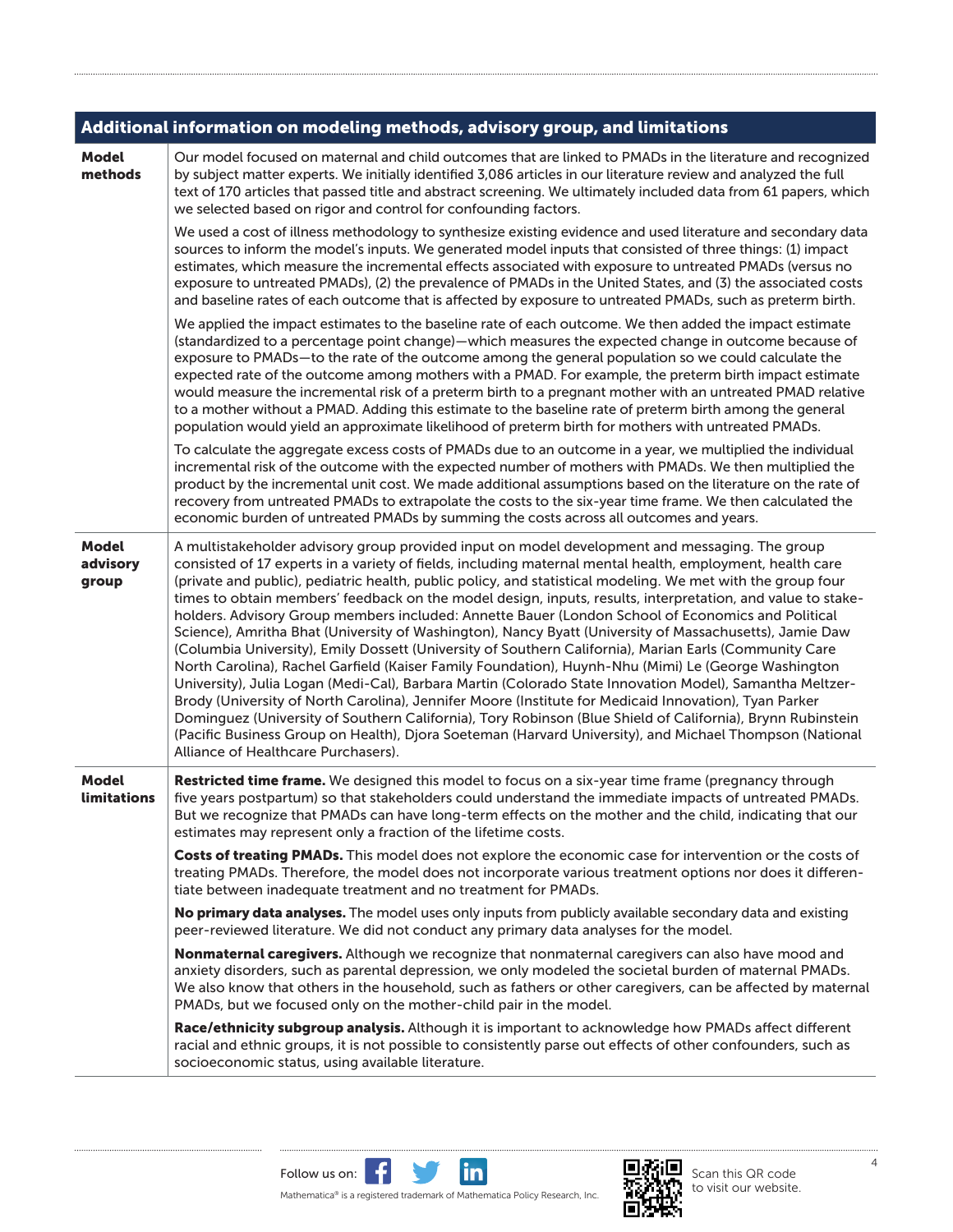## Additional information on modeling methods, advisory group, and limitations

| | |
|---|---|
| **Model methods** | Our model focused on maternal and child outcomes that are linked to PMADs in the literature and recognized by subject matter experts. We initially identified 3,086 articles in our literature review and analyzed the full text of 170 articles that passed title and abstract screening. We ultimately included data from 61 papers, which we selected based on rigor and control for confounding factors. <br><br> We used a cost of illness methodology to synthesize existing evidence and used literature and secondary data sources to inform the model's inputs. We generated model inputs that consisted of three things: (1) impact estimates, which measure the incremental effects associated with exposure to untreated PMADs (versus no exposure to untreated PMADs), (2) the prevalence of PMADs in the United States, and (3) the associated costs and baseline rates of each outcome that is affected by exposure to untreated PMADs, such as preterm birth. <br><br> We applied the impact estimates to the baseline rate of each outcome. We then added the impact estimate (standardized to a percentage point change)—which measures the expected change in outcome because of exposure to PMADs—to the rate of the outcome among the general population so we could calculate the expected rate of the outcome among mothers with a PMAD. For example, the preterm birth impact estimate would measure the incremental risk of a preterm birth to a pregnant mother with an untreated PMAD relative to a mother without a PMAD. Adding this estimate to the baseline rate of preterm birth among the general population would yield an approximate likelihood of preterm birth for mothers with untreated PMADs. <br><br> To calculate the aggregate excess costs of PMADs due to an outcome in a year, we multiplied the individual incremental risk of the outcome with the expected number of mothers with PMADs. We then multiplied the product by the incremental unit cost. We made additional assumptions based on the literature on the rate of recovery from untreated PMADs to extrapolate the costs to the six-year time frame. We then calculated the economic burden of untreated PMADs by summing the costs across all outcomes and years. |
| **Model advisory group** | A multistakeholder advisory group provided input on model development and messaging. The group consisted of 17 experts in a variety of fields, including maternal mental health, employment, health care (private and public), pediatric health, public policy, and statistical modeling. We met with the group four times to obtain members' feedback on the model design, inputs, results, interpretation, and value to stakeholders. Advisory Group members included: Annette Bauer (London School of Economics and Political Science), Amritha Bhat (University of Washington), Nancy Byatt (University of Massachusetts), Jamie Daw (Columbia University), Emily Dossett (University of Southern California), Marian Earls (Community Care North Carolina), Rachel Garfield (Kaiser Family Foundation), Huynh-Nhu (Mimi) Le (George Washington University), Julia Logan (Medi-Cal), Barbara Martin (Colorado State Innovation Model), Samantha Meltzer-Brody (University of North Carolina), Jennifer Moore (Institute for Medicaid Innovation), Tyan Parker Dominguez (University of Southern California), Tory Robinson (Blue Shield of California), Brynn Rubinstein (Pacific Business Group on Health), Djora Soeteman (Harvard University), and Michael Thompson (National Alliance of Healthcare Purchasers). |
| **Model limitations** | **Restricted time frame.** We designed this model to focus on a six-year time frame (pregnancy through five years postpartum) so that stakeholders could understand the immediate impacts of untreated PMADs. But we recognize that PMADs can have long-term effects on the mother and the child, indicating that our estimates may represent only a fraction of the lifetime costs. <br><br> **Costs of treating PMADs.** This model does not explore the economic case for intervention or the costs of treating PMADs. Therefore, the model does not incorporate various treatment options nor does it differentiate between inadequate treatment and no treatment for PMADs. <br><br> **No primary data analyses.** The model uses only inputs from publicly available secondary data and existing peer-reviewed literature. We did not conduct any primary data analyses for the model. <br><br> **Nonmaternal caregivers.** Although we recognize that nonmaternal caregivers can also have mood and anxiety disorders, such as parental depression, we only modeled the societal burden of maternal PMADs. We also know that others in the household, such as fathers or other caregivers, can be affected by maternal PMADs, but we focused only on the mother-child pair in the model. <br><br> **Race/ethnicity subgroup analysis.** Although it is important to acknowledge how PMADs affect different racial and ethnic groups, it is not possible to consistently parse out effects of other confounders, such as socioeconomic status, using available literature. |

Follow us on:

Mathematica® is a registered trademark of Mathematica Policy Research, Inc.

Scan this QR code to visit our website.